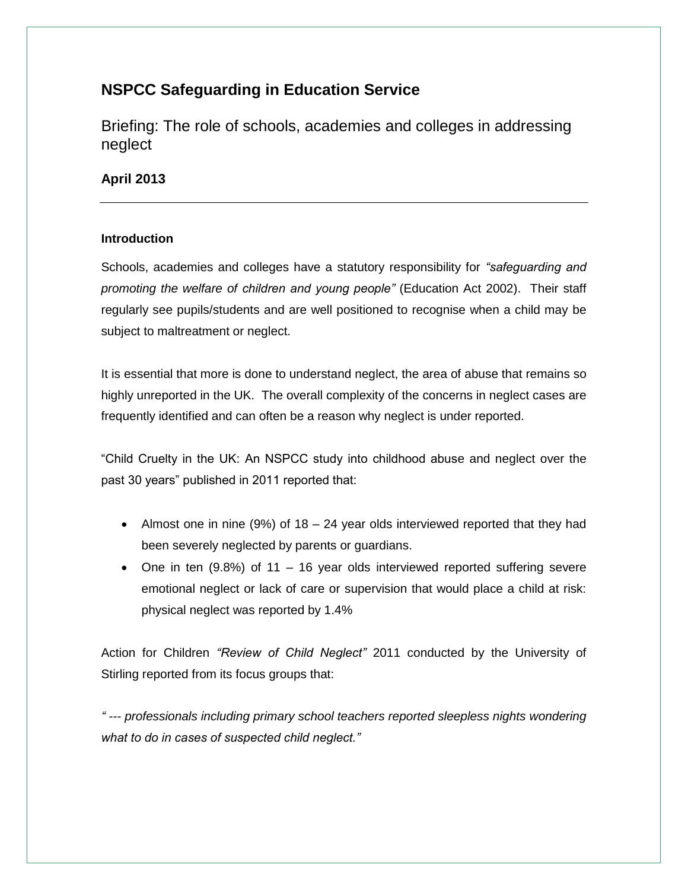# NSPCC Safeguarding in Education Service

## Briefing: The role of schools, academies and colleges in addressing neglect

**April 2013**

---

**Introduction**

Schools, academies and colleges have a statutory responsibility for *"safeguarding and promoting the welfare of children and young people"* (Education Act 2002). Their staff regularly see pupils/students and are well positioned to recognise when a child may be subject to maltreatment or neglect.

It is essential that more is done to understand neglect, the area of abuse that remains so highly unreported in the UK. The overall complexity of the concerns in neglect cases are frequently identified and can often be a reason why neglect is under reported.

"Child Cruelty in the UK: An NSPCC study into childhood abuse and neglect over the past 30 years" published in 2011 reported that:

- Almost one in nine (9%) of 18 – 24 year olds interviewed reported that they had been severely neglected by parents or guardians.
- One in ten (9.8%) of 11 – 16 year olds interviewed reported suffering severe emotional neglect or lack of care or supervision that would place a child at risk: physical neglect was reported by 1.4%

Action for Children *"Review of Child Neglect"* 2011 conducted by the University of Stirling reported from its focus groups that:

*" --- professionals including primary school teachers reported sleepless nights wondering what to do in cases of suspected child neglect."*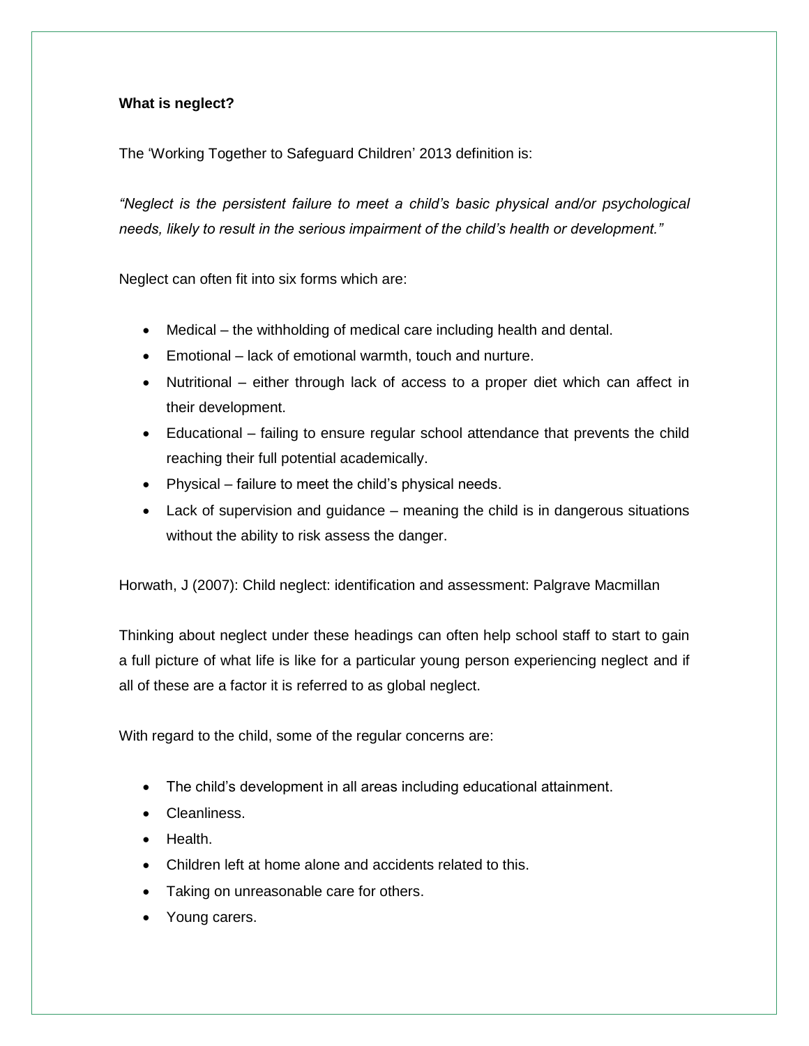**What is neglect?**

The 'Working Together to Safeguard Children' 2013 definition is:

*"Neglect is the persistent failure to meet a child's basic physical and/or psychological needs, likely to result in the serious impairment of the child's health or development."*

Neglect can often fit into six forms which are:

- Medical – the withholding of medical care including health and dental.
- Emotional – lack of emotional warmth, touch and nurture.
- Nutritional – either through lack of access to a proper diet which can affect in their development.
- Educational – failing to ensure regular school attendance that prevents the child reaching their full potential academically.
- Physical – failure to meet the child's physical needs.
- Lack of supervision and guidance – meaning the child is in dangerous situations without the ability to risk assess the danger.

Horwath, J (2007): Child neglect: identification and assessment: Palgrave Macmillan

Thinking about neglect under these headings can often help school staff to start to gain a full picture of what life is like for a particular young person experiencing neglect and if all of these are a factor it is referred to as global neglect.

With regard to the child, some of the regular concerns are:

- The child's development in all areas including educational attainment.
- Cleanliness.
- Health.
- Children left at home alone and accidents related to this.
- Taking on unreasonable care for others.
- Young carers.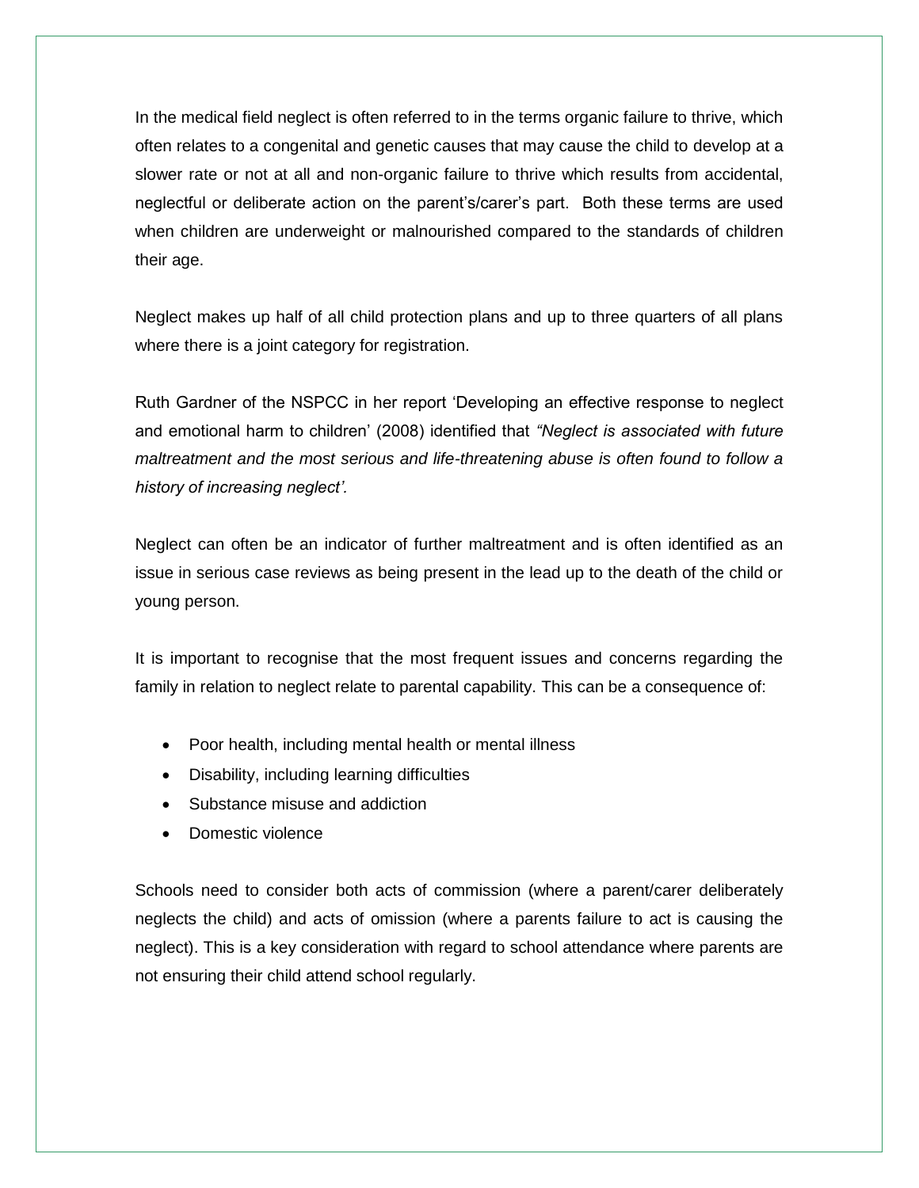In the medical field neglect is often referred to in the terms organic failure to thrive, which often relates to a congenital and genetic causes that may cause the child to develop at a slower rate or not at all and non-organic failure to thrive which results from accidental, neglectful or deliberate action on the parent's/carer's part. Both these terms are used when children are underweight or malnourished compared to the standards of children their age.

Neglect makes up half of all child protection plans and up to three quarters of all plans where there is a joint category for registration.

Ruth Gardner of the NSPCC in her report 'Developing an effective response to neglect and emotional harm to children' (2008) identified that *"Neglect is associated with future maltreatment and the most serious and life-threatening abuse is often found to follow a history of increasing neglect'.*

Neglect can often be an indicator of further maltreatment and is often identified as an issue in serious case reviews as being present in the lead up to the death of the child or young person.

It is important to recognise that the most frequent issues and concerns regarding the family in relation to neglect relate to parental capability. This can be a consequence of:

- Poor health, including mental health or mental illness
- Disability, including learning difficulties
- Substance misuse and addiction
- Domestic violence

Schools need to consider both acts of commission (where a parent/carer deliberately neglects the child) and acts of omission (where a parents failure to act is causing the neglect). This is a key consideration with regard to school attendance where parents are not ensuring their child attend school regularly.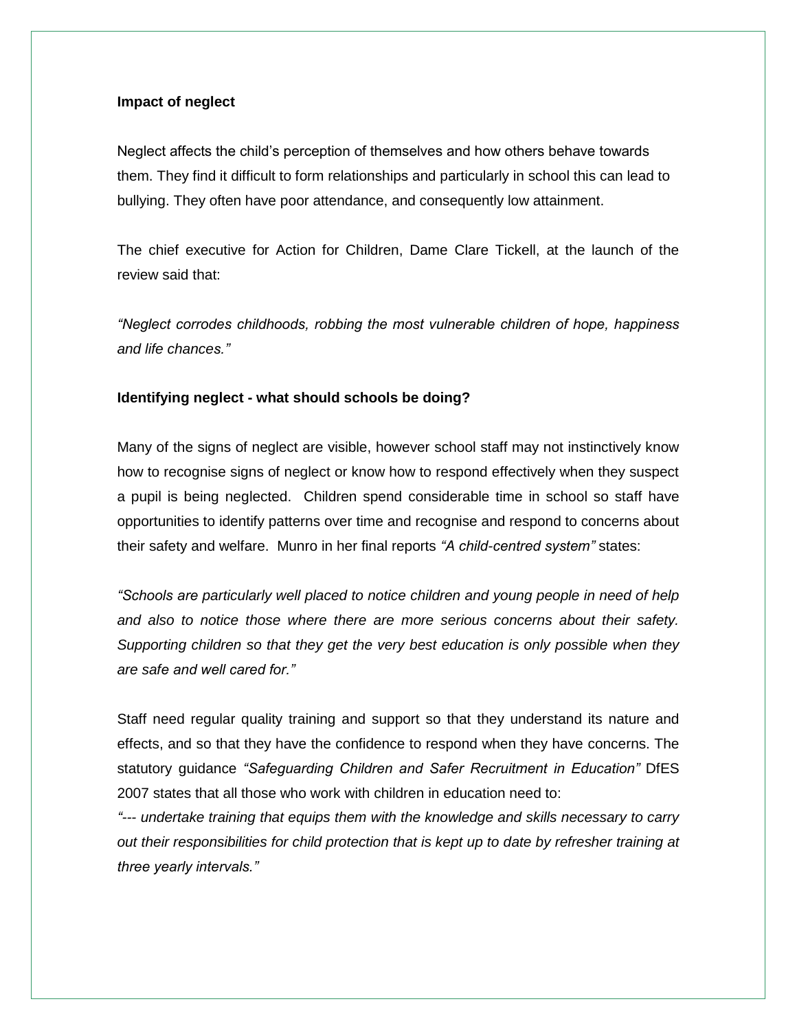**Impact of neglect**

Neglect affects the child's perception of themselves and how others behave towards them. They find it difficult to form relationships and particularly in school this can lead to bullying. They often have poor attendance, and consequently low attainment.

The chief executive for Action for Children, Dame Clare Tickell, at the launch of the review said that:

*"Neglect corrodes childhoods, robbing the most vulnerable children of hope, happiness and life chances."*

**Identifying neglect - what should schools be doing?**

Many of the signs of neglect are visible, however school staff may not instinctively know how to recognise signs of neglect or know how to respond effectively when they suspect a pupil is being neglected. Children spend considerable time in school so staff have opportunities to identify patterns over time and recognise and respond to concerns about their safety and welfare. Munro in her final reports *"A child-centred system"* states:

*"Schools are particularly well placed to notice children and young people in need of help and also to notice those where there are more serious concerns about their safety. Supporting children so that they get the very best education is only possible when they are safe and well cared for."*

Staff need regular quality training and support so that they understand its nature and effects, and so that they have the confidence to respond when they have concerns. The statutory guidance *"Safeguarding Children and Safer Recruitment in Education"* DfES 2007 states that all those who work with children in education need to:

*"--- undertake training that equips them with the knowledge and skills necessary to carry out their responsibilities for child protection that is kept up to date by refresher training at three yearly intervals."*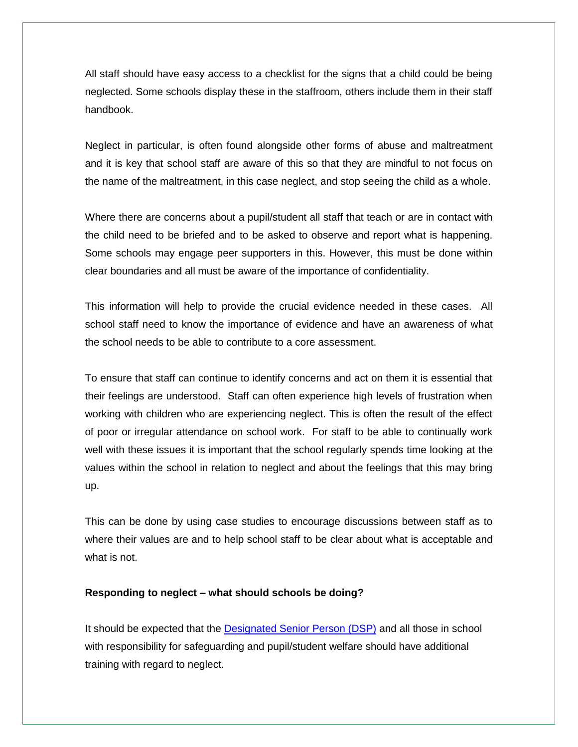All staff should have easy access to a checklist for the signs that a child could be being neglected. Some schools display these in the staffroom, others include them in their staff handbook.

Neglect in particular, is often found alongside other forms of abuse and maltreatment and it is key that school staff are aware of this so that they are mindful to not focus on the name of the maltreatment, in this case neglect, and stop seeing the child as a whole.

Where there are concerns about a pupil/student all staff that teach or are in contact with the child need to be briefed and to be asked to observe and report what is happening. Some schools may engage peer supporters in this. However, this must be done within clear boundaries and all must be aware of the importance of confidentiality.

This information will help to provide the crucial evidence needed in these cases. All school staff need to know the importance of evidence and have an awareness of what the school needs to be able to contribute to a core assessment.

To ensure that staff can continue to identify concerns and act on them it is essential that their feelings are understood. Staff can often experience high levels of frustration when working with children who are experiencing neglect. This is often the result of the effect of poor or irregular attendance on school work. For staff to be able to continually work well with these issues it is important that the school regularly spends time looking at the values within the school in relation to neglect and about the feelings that this may bring up.

This can be done by using case studies to encourage discussions between staff as to where their values are and to help school staff to be clear about what is acceptable and what is not.

**Responding to neglect – what should schools be doing?**

It should be expected that the Designated Senior Person (DSP) and all those in school with responsibility for safeguarding and pupil/student welfare should have additional training with regard to neglect.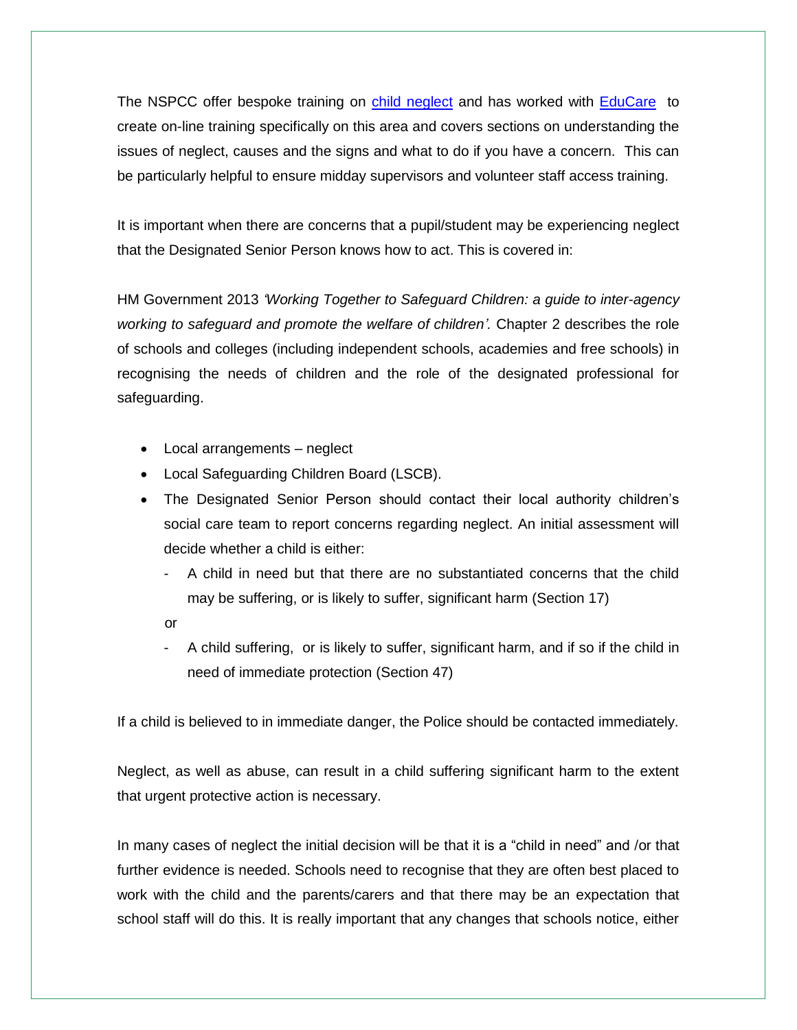The NSPCC offer bespoke training on child neglect and has worked with EduCare to create on-line training specifically on this area and covers sections on understanding the issues of neglect, causes and the signs and what to do if you have a concern. This can be particularly helpful to ensure midday supervisors and volunteer staff access training.

It is important when there are concerns that a pupil/student may be experiencing neglect that the Designated Senior Person knows how to act. This is covered in:

HM Government 2013 *'Working Together to Safeguard Children: a guide to inter-agency working to safeguard and promote the welfare of children'.* Chapter 2 describes the role of schools and colleges (including independent schools, academies and free schools) in recognising the needs of children and the role of the designated professional for safeguarding.

- Local arrangements – neglect
- Local Safeguarding Children Board (LSCB).
- The Designated Senior Person should contact their local authority children's social care team to report concerns regarding neglect. An initial assessment will decide whether a child is either:
  - A child in need but that there are no substantiated concerns that the child may be suffering, or is likely to suffer, significant harm (Section 17)

  or

  - A child suffering, or is likely to suffer, significant harm, and if so if the child in need of immediate protection (Section 47)

If a child is believed to in immediate danger, the Police should be contacted immediately.

Neglect, as well as abuse, can result in a child suffering significant harm to the extent that urgent protective action is necessary.

In many cases of neglect the initial decision will be that it is a "child in need" and /or that further evidence is needed. Schools need to recognise that they are often best placed to work with the child and the parents/carers and that there may be an expectation that school staff will do this. It is really important that any changes that schools notice, either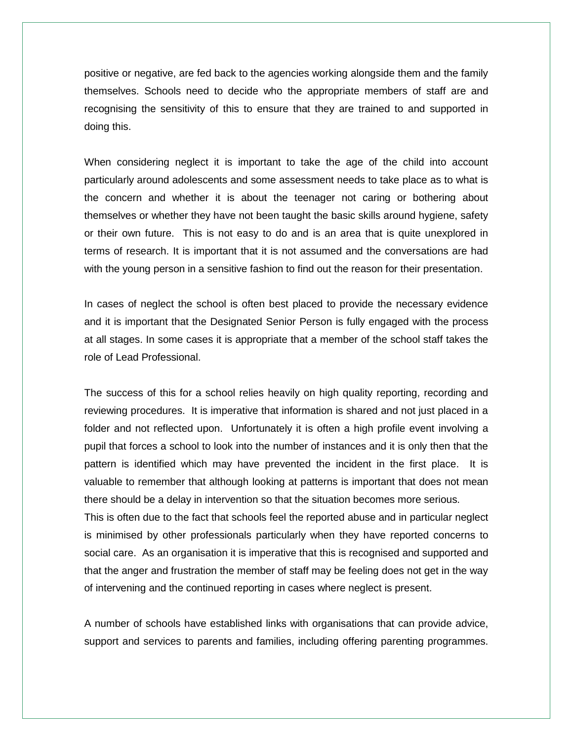positive or negative, are fed back to the agencies working alongside them and the family themselves. Schools need to decide who the appropriate members of staff are and recognising the sensitivity of this to ensure that they are trained to and supported in doing this.

When considering neglect it is important to take the age of the child into account particularly around adolescents and some assessment needs to take place as to what is the concern and whether it is about the teenager not caring or bothering about themselves or whether they have not been taught the basic skills around hygiene, safety or their own future. This is not easy to do and is an area that is quite unexplored in terms of research. It is important that it is not assumed and the conversations are had with the young person in a sensitive fashion to find out the reason for their presentation.

In cases of neglect the school is often best placed to provide the necessary evidence and it is important that the Designated Senior Person is fully engaged with the process at all stages. In some cases it is appropriate that a member of the school staff takes the role of Lead Professional.

The success of this for a school relies heavily on high quality reporting, recording and reviewing procedures. It is imperative that information is shared and not just placed in a folder and not reflected upon. Unfortunately it is often a high profile event involving a pupil that forces a school to look into the number of instances and it is only then that the pattern is identified which may have prevented the incident in the first place. It is valuable to remember that although looking at patterns is important that does not mean there should be a delay in intervention so that the situation becomes more serious.
This is often due to the fact that schools feel the reported abuse and in particular neglect is minimised by other professionals particularly when they have reported concerns to social care. As an organisation it is imperative that this is recognised and supported and that the anger and frustration the member of staff may be feeling does not get in the way of intervening and the continued reporting in cases where neglect is present.

A number of schools have established links with organisations that can provide advice, support and services to parents and families, including offering parenting programmes.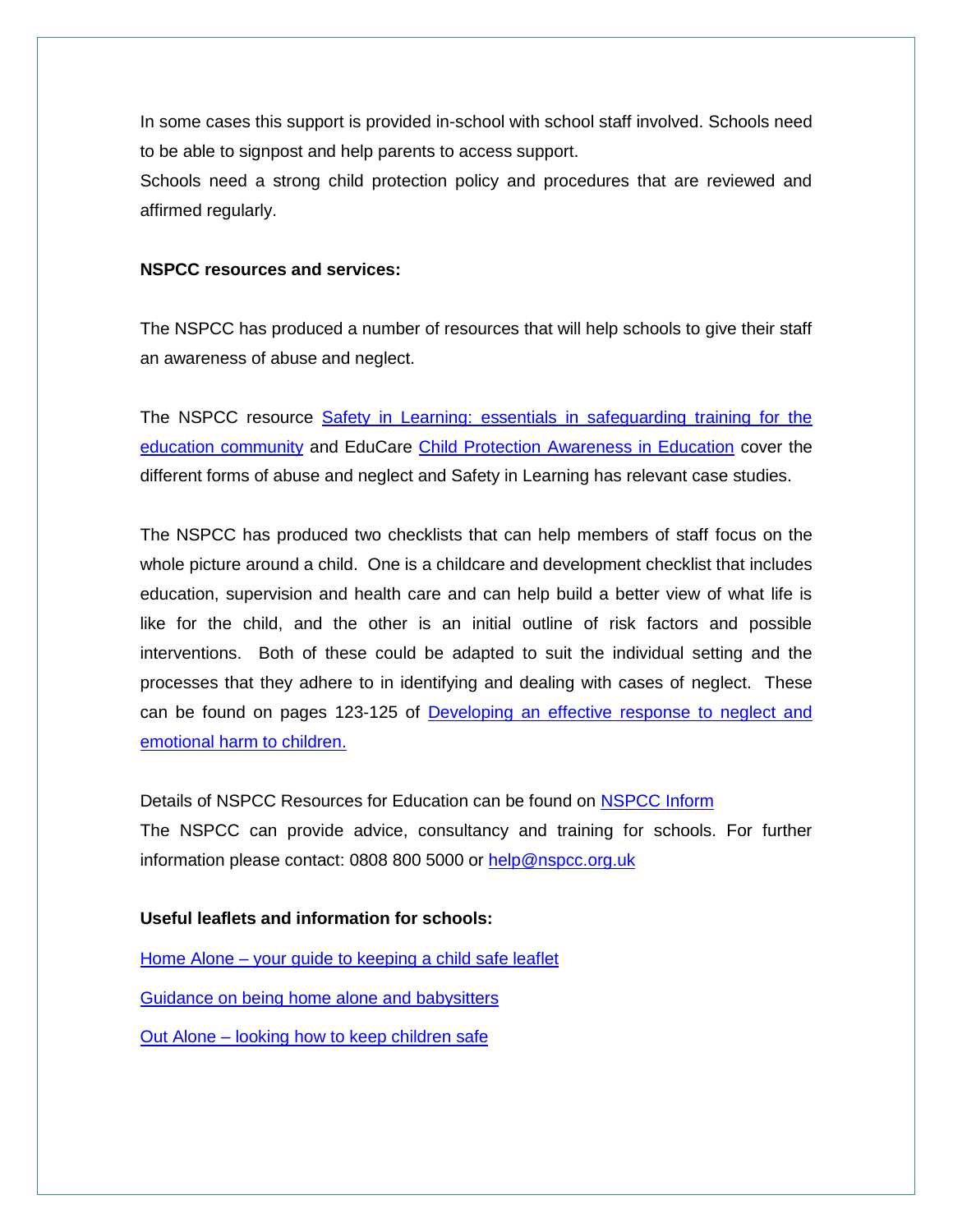In some cases this support is provided in-school with school staff involved. Schools need to be able to signpost and help parents to access support.
Schools need a strong child protection policy and procedures that are reviewed and affirmed regularly.

**NSPCC resources and services:**

The NSPCC has produced a number of resources that will help schools to give their staff an awareness of abuse and neglect.

The NSPCC resource Safety in Learning: essentials in safeguarding training for the education community and EduCare Child Protection Awareness in Education cover the different forms of abuse and neglect and Safety in Learning has relevant case studies.

The NSPCC has produced two checklists that can help members of staff focus on the whole picture around a child. One is a childcare and development checklist that includes education, supervision and health care and can help build a better view of what life is like for the child, and the other is an initial outline of risk factors and possible interventions. Both of these could be adapted to suit the individual setting and the processes that they adhere to in identifying and dealing with cases of neglect. These can be found on pages 123-125 of Developing an effective response to neglect and emotional harm to children.

Details of NSPCC Resources for Education can be found on NSPCC Inform
The NSPCC can provide advice, consultancy and training for schools. For further information please contact: 0808 800 5000 or help@nspcc.org.uk

**Useful leaflets and information for schools:**

Home Alone – your guide to keeping a child safe leaflet

Guidance on being home alone and babysitters

Out Alone – looking how to keep children safe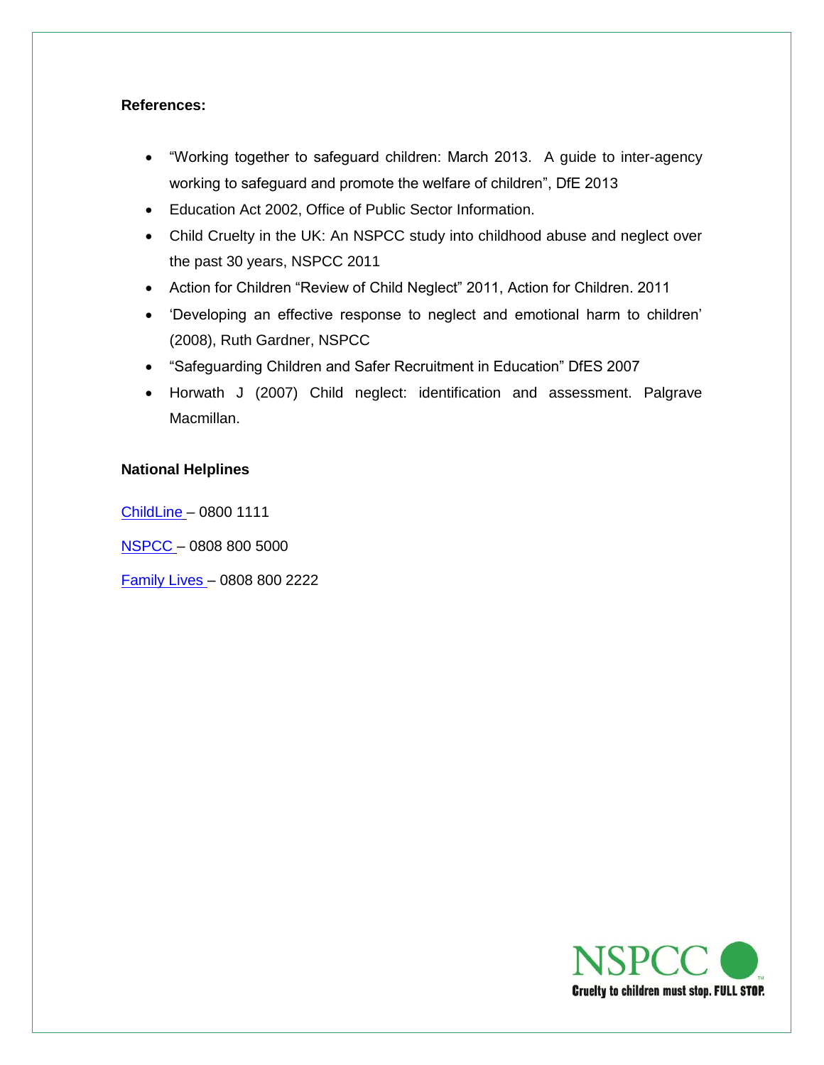**References:**

- "Working together to safeguard children: March 2013. A guide to inter-agency working to safeguard and promote the welfare of children", DfE 2013
- Education Act 2002, Office of Public Sector Information.
- Child Cruelty in the UK: An NSPCC study into childhood abuse and neglect over the past 30 years, NSPCC 2011
- Action for Children "Review of Child Neglect" 2011, Action for Children. 2011
- 'Developing an effective response to neglect and emotional harm to children' (2008), Ruth Gardner, NSPCC
- "Safeguarding Children and Safer Recruitment in Education" DfES 2007
- Horwath J (2007) Child neglect: identification and assessment. Palgrave Macmillan.

**National Helplines**

ChildLine – 0800 1111

NSPCC – 0808 800 5000

Family Lives – 0808 800 2222

NSPCC

Cruelty to children must stop. FULL STOP.